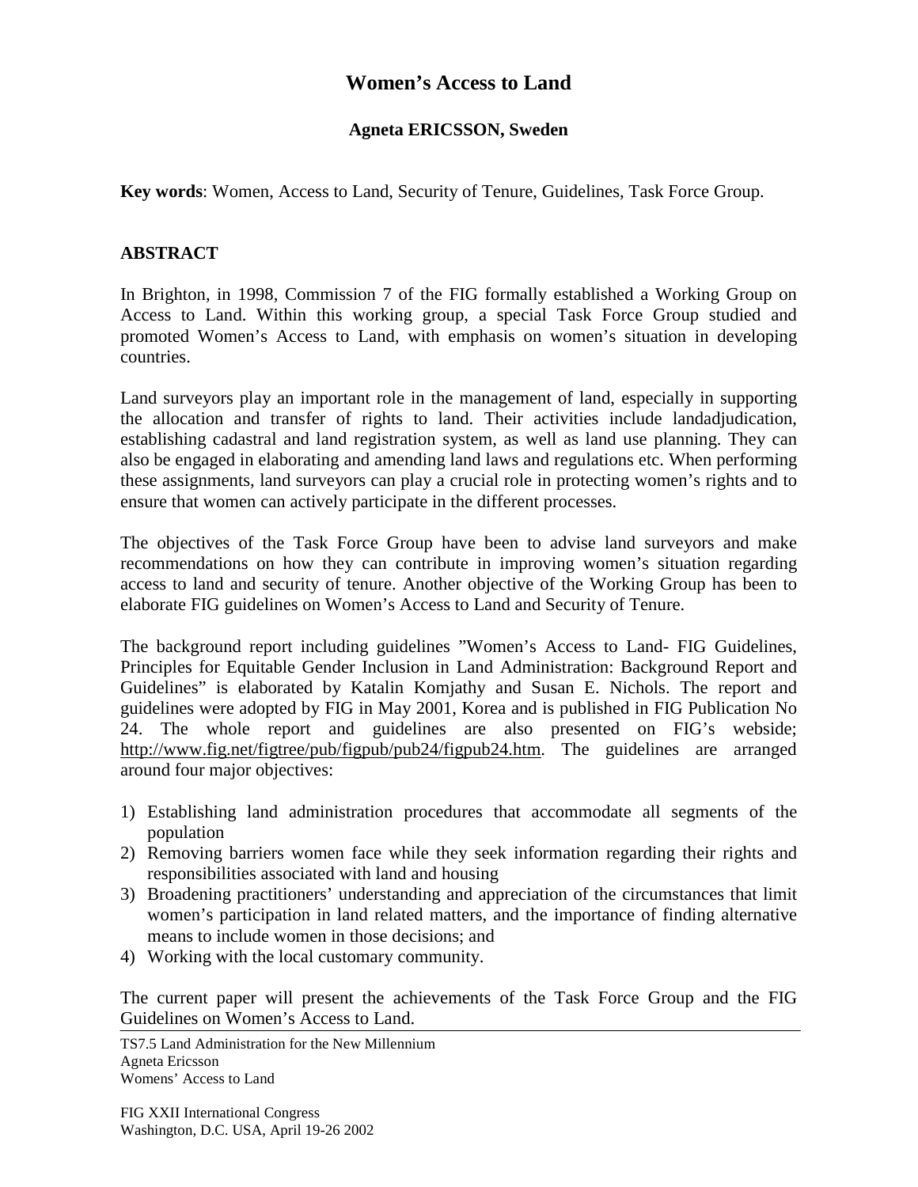# Women's Access to Land

**Agneta ERICSSON, Sweden**

**Key words**: Women, Access to Land, Security of Tenure, Guidelines, Task Force Group.

## ABSTRACT

In Brighton, in 1998, Commission 7 of the FIG formally established a Working Group on Access to Land. Within this working group, a special Task Force Group studied and promoted Women's Access to Land, with emphasis on women's situation in developing countries.

Land surveyors play an important role in the management of land, especially in supporting the allocation and transfer of rights to land. Their activities include landadjudication, establishing cadastral and land registration system, as well as land use planning. They can also be engaged in elaborating and amending land laws and regulations etc. When performing these assignments, land surveyors can play a crucial role in protecting women's rights and to ensure that women can actively participate in the different processes.

The objectives of the Task Force Group have been to advise land surveyors and make recommendations on how they can contribute in improving women's situation regarding access to land and security of tenure. Another objective of the Working Group has been to elaborate FIG guidelines on Women's Access to Land and Security of Tenure.

The background report including guidelines "Women's Access to Land- FIG Guidelines, Principles for Equitable Gender Inclusion in Land Administration: Background Report and Guidelines" is elaborated by Katalin Komjathy and Susan E. Nichols. The report and guidelines were adopted by FIG in May 2001, Korea and is published in FIG Publication No 24. The whole report and guidelines are also presented on FIG's webside; http://www.fig.net/figtree/pub/figpub/pub24/figpub24.htm. The guidelines are arranged around four major objectives:

1) Establishing land administration procedures that accommodate all segments of the population
2) Removing barriers women face while they seek information regarding their rights and responsibilities associated with land and housing
3) Broadening practitioners' understanding and appreciation of the circumstances that limit women's participation in land related matters, and the importance of finding alternative means to include women in those decisions; and
4) Working with the local customary community.

The current paper will present the achievements of the Task Force Group and the FIG Guidelines on Women's Access to Land.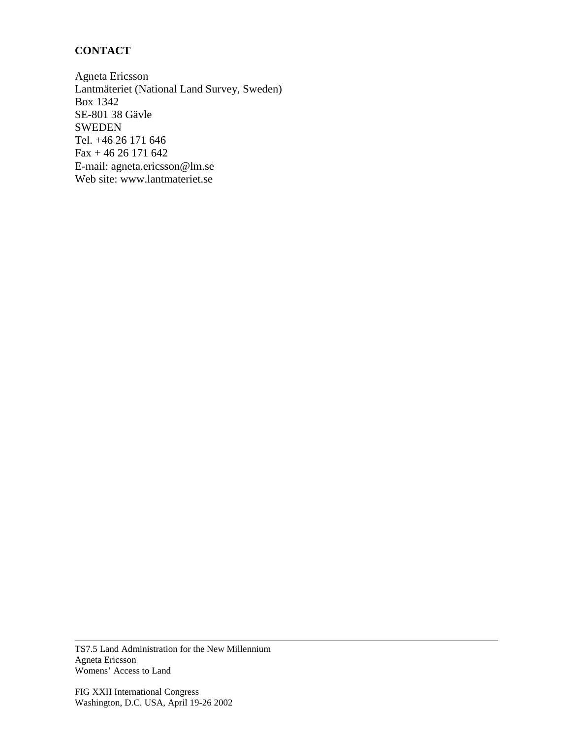**CONTACT**

Agneta Ericsson
Lantmäteriet (National Land Survey, Sweden)
Box 1342
SE-801 38 Gävle
SWEDEN
Tel. +46 26 171 646
Fax + 46 26 171 642
E-mail: agneta.ericsson@lm.se
Web site: www.lantmateriet.se